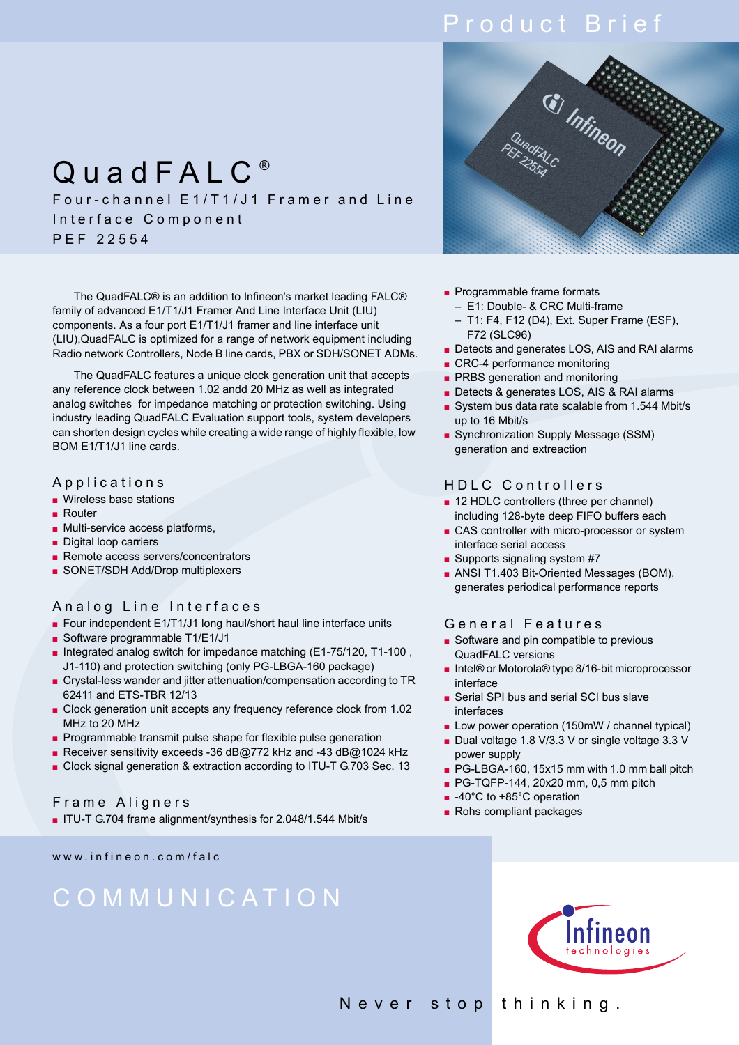Product Brief

# QuadFALC®

Four-channel E1/T1/J1 Framer and Line Interface Component

PEF 22554

The QuadFALC® is an addition to Infineon's market leading FALC® family of advanced E1/T1/J1 Framer And Line Interface Unit (LIU) components. As a four port E1/T1/J1 framer and line interface unit (LIU),QuadFALC is optimized for a range of network equipment including Radio network Controllers, Node B line cards, PBX or SDH/SONET ADMs.

The QuadFALC features a unique clock generation unit that accepts any reference clock between 1.02 andd 20 MHz as well as integrated analog switches for impedance matching or protection switching. Using industry leading QuadFALC Evaluation support tools, system developers can shorten design cycles while creating a wide range of highly flexible, low BOM E1/T1/J1 line cards.

## Applications

- Wireless base stations
- Router
- Multi-service access platforms,
- Digital loop carriers
- Remote access servers/concentrators
- SONET/SDH Add/Drop multiplexers

## Analog Line Interfaces

- Four independent E1/T1/J1 long haul/short haul line interface units
- Software programmable T1/E1/J1
- Integrated analog switch for impedance matching (E1-75/120, T1-100 , J1-110) and protection switching (only PG-LBGA-160 package)
- Crystal-less wander and jitter attenuation/compensation according to TR 62411 and ETS-TBR 12/13
- Clock generation unit accepts any frequency reference clock from 1.02 MHz to 20 MHz
- Programmable transmit pulse shape for flexible pulse generation
- Receiver sensitivity exceeds -36 dB@772 kHz and -43 dB@1024 kHz
- Clock signal generation & extraction according to ITU-T G.703 Sec. 13

## Frame Aligners

- ITU-T G.704 frame alignment/synthesis for 2.048/1.544 Mbit/s
- Programmable frame formats
  - E1: Double- & CRC Multi-frame
  - T1: F4, F12 (D4), Ext. Super Frame (ESF), F72 (SLC96)
- Detects and generates LOS, AIS and RAI alarms
- CRC-4 performance monitoring
- PRBS generation and monitoring
- Detects & generates LOS, AIS & RAI alarms
- System bus data rate scalable from 1.544 Mbit/s up to 16 Mbit/s
- Synchronization Supply Message (SSM) generation and extraection

## HDLC Controllers

- 12 HDLC controllers (three per channel) including 128-byte deep FIFO buffers each
- CAS controller with micro-processor or system interface serial access
- Supports signaling system #7
- ANSI T1.403 Bit-Oriented Messages (BOM), generates periodical performance reports

## General Features

- Software and pin compatible to previous QuadFALC versions
- Intel® or Motorola® type 8/16-bit microprocessor interface
- Serial SPI bus and serial SCI bus slave interfaces
- Low power operation (150mW / channel typical)
- Dual voltage 1.8 V/3.3 V or single voltage 3.3 V power supply
- PG-LBGA-160, 15x15 mm with 1.0 mm ball pitch
- PG-TQFP-144, 20x20 mm, 0,5 mm pitch
- -40°C to +85°C operation
- Rohs compliant packages

www.infineon.com/falc

COMMUNICATION

Never stop thinking.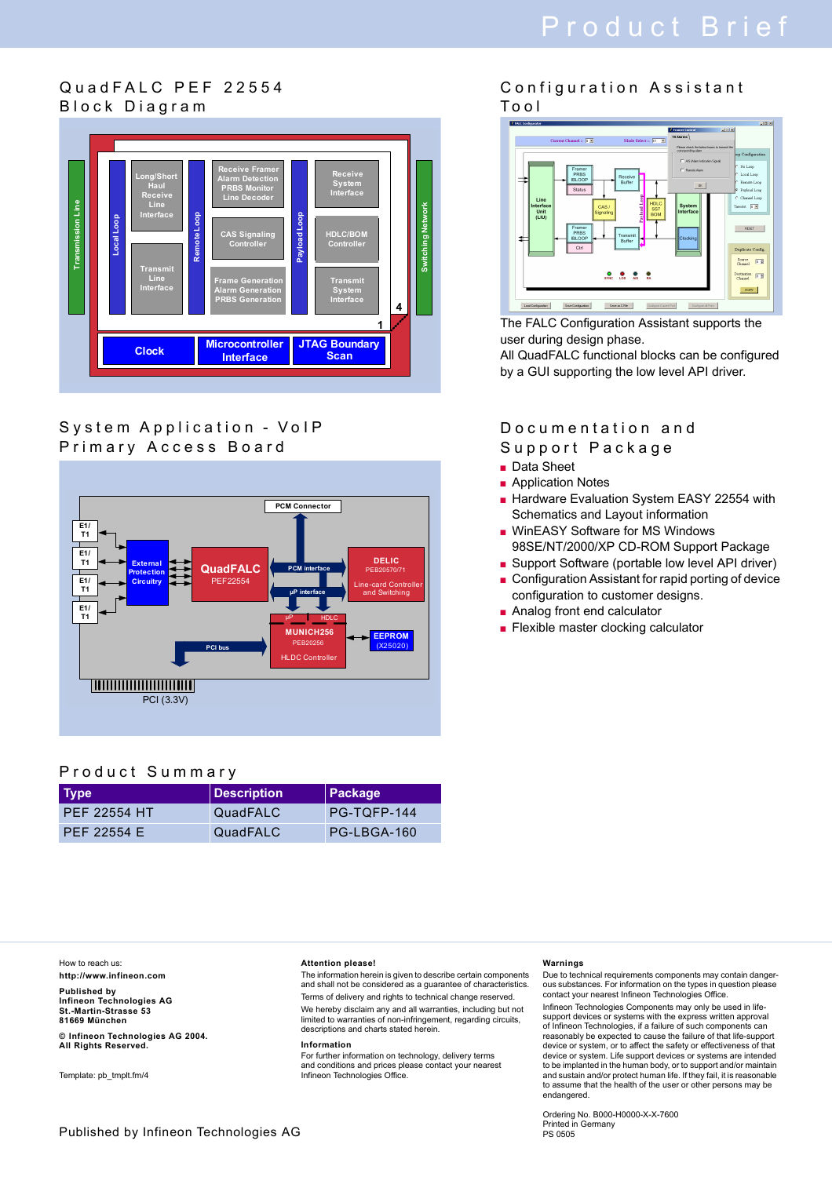# Product Brief

## QuadFALC PEF 22554 Block Diagram

Transmission Line
Local Loop
Long/Short Haul Receive Line Interface
Transmit Line Interface
Remote Loop
Receive Framer Alarm Detection PRBS Monitor Line Decoder
CAS Signaling Controller
Frame Generation Alarm Generation PRBS Generation
Payload Loop
Receive System Interface
HDLC/BOM Controller
Transmit System Interface
Switching Network
4
1
Clock
Microcontroller Interface
JTAG Boundary Scan

## Configuration Assistant Tool

The FALC Configuration Assistant supports the user during design phase.
All QuadFALC functional blocks can be configured by a GUI supporting the low level API driver.

## System Application - VoIP Primary Access Board

E1/T1
E1/T1
E1/T1
E1/T1
External Protection Circuitry
QuadFALC PEF22554
PCM Connector
PCM interface
µP interface
DELIC PEB20570/71 Line-card Controller and Switching
µP
HDLC
MUNICH256 PEB20256 HLDC Controller
EEPROM (X25020)
PCI bus
PCI (3.3V)

## Documentation and Support Package

- Data Sheet
- Application Notes
- Hardware Evaluation System EASY 22554 with Schematics and Layout information
- WinEASY Software for MS Windows 98SE/NT/2000/XP CD-ROM Support Package
- Support Software (portable low level API driver)
- Configuration Assistant for rapid porting of device configuration to customer designs.
- Analog front end calculator
- Flexible master clocking calculator

## Product Summary

| Type | Description | Package |
|---|---|---|
| PEF 22554 HT | QuadFALC | PG-TQFP-144 |
| PEF 22554 E | QuadFALC | PG-LBGA-160 |

How to reach us:
**http://www.infineon.com**

**Published by**
**Infineon Technologies AG**
**St.-Martin-Strasse 53**
**81669 München**

**© Infineon Technologies AG 2004.**
**All Rights Reserved.**

Template: pb_tmplt.fm/4

**Attention please!**
The information herein is given to describe certain components and shall not be considered as a guarantee of characteristics.
Terms of delivery and rights to technical change reserved.
We hereby disclaim any and all warranties, including but not limited to warranties of non-infringement, regarding circuits, descriptions and charts stated herein.

**Information**
For further information on technology, delivery terms and conditions and prices please contact your nearest Infineon Technologies Office.

**Warnings**
Due to technical requirements components may contain dangerous substances. For information on the types in question please contact your nearest Infineon Technologies Office.
Infineon Technologies Components may only be used in life-support devices or systems with the express written approval of Infineon Technologies, if a failure of such components can reasonably be expected to cause the failure of that life-support device or system, or to affect the safety or effectiveness of that device or system. Life support devices or systems are intended to be implanted in the human body, or to support and/or maintain and sustain and/or protect human life. If they fail, it is reasonable to assume that the health of the user or other persons may be endangered.

Ordering No. B000-H0000-X-X-7600
Printed in Germany
PS 0505

Published by Infineon Technologies AG